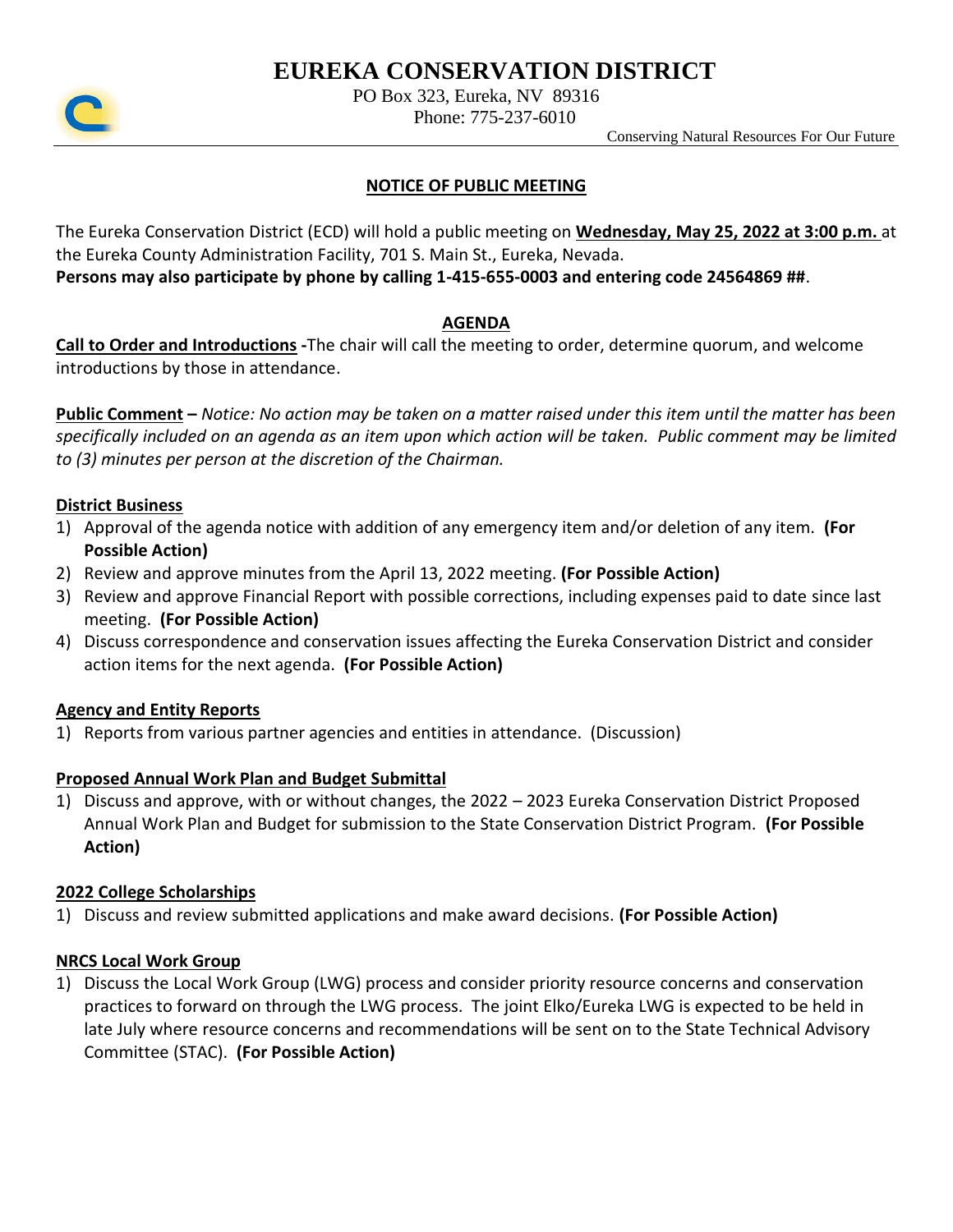# EUREKA CONSERVATION DISTRICT

PO Box 323, Eureka, NV 89316
Phone: 775-237-6010

Conserving Natural Resources For Our Future

## NOTICE OF PUBLIC MEETING

The Eureka Conservation District (ECD) will hold a public meeting on **Wednesday, May 25, 2022 at 3:00 p.m.** at the Eureka County Administration Facility, 701 S. Main St., Eureka, Nevada.
**Persons may also participate by phone by calling 1-415-655-0003 and entering code 24564869 ##**.

## AGENDA

**Call to Order and Introductions -** The chair will call the meeting to order, determine quorum, and welcome introductions by those in attendance.

**Public Comment –** *Notice: No action may be taken on a matter raised under this item until the matter has been specifically included on an agenda as an item upon which action will be taken. Public comment may be limited to (3) minutes per person at the discretion of the Chairman.*

### District Business

1) Approval of the agenda notice with addition of any emergency item and/or deletion of any item. **(For Possible Action)**
2) Review and approve minutes from the April 13, 2022 meeting. **(For Possible Action)**
3) Review and approve Financial Report with possible corrections, including expenses paid to date since last meeting. **(For Possible Action)**
4) Discuss correspondence and conservation issues affecting the Eureka Conservation District and consider action items for the next agenda. **(For Possible Action)**

### Agency and Entity Reports

1) Reports from various partner agencies and entities in attendance. (Discussion)

### Proposed Annual Work Plan and Budget Submittal

1) Discuss and approve, with or without changes, the 2022 – 2023 Eureka Conservation District Proposed Annual Work Plan and Budget for submission to the State Conservation District Program. **(For Possible Action)**

### 2022 College Scholarships

1) Discuss and review submitted applications and make award decisions. **(For Possible Action)**

### NRCS Local Work Group

1) Discuss the Local Work Group (LWG) process and consider priority resource concerns and conservation practices to forward on through the LWG process. The joint Elko/Eureka LWG is expected to be held in late July where resource concerns and recommendations will be sent on to the State Technical Advisory Committee (STAC). **(For Possible Action)**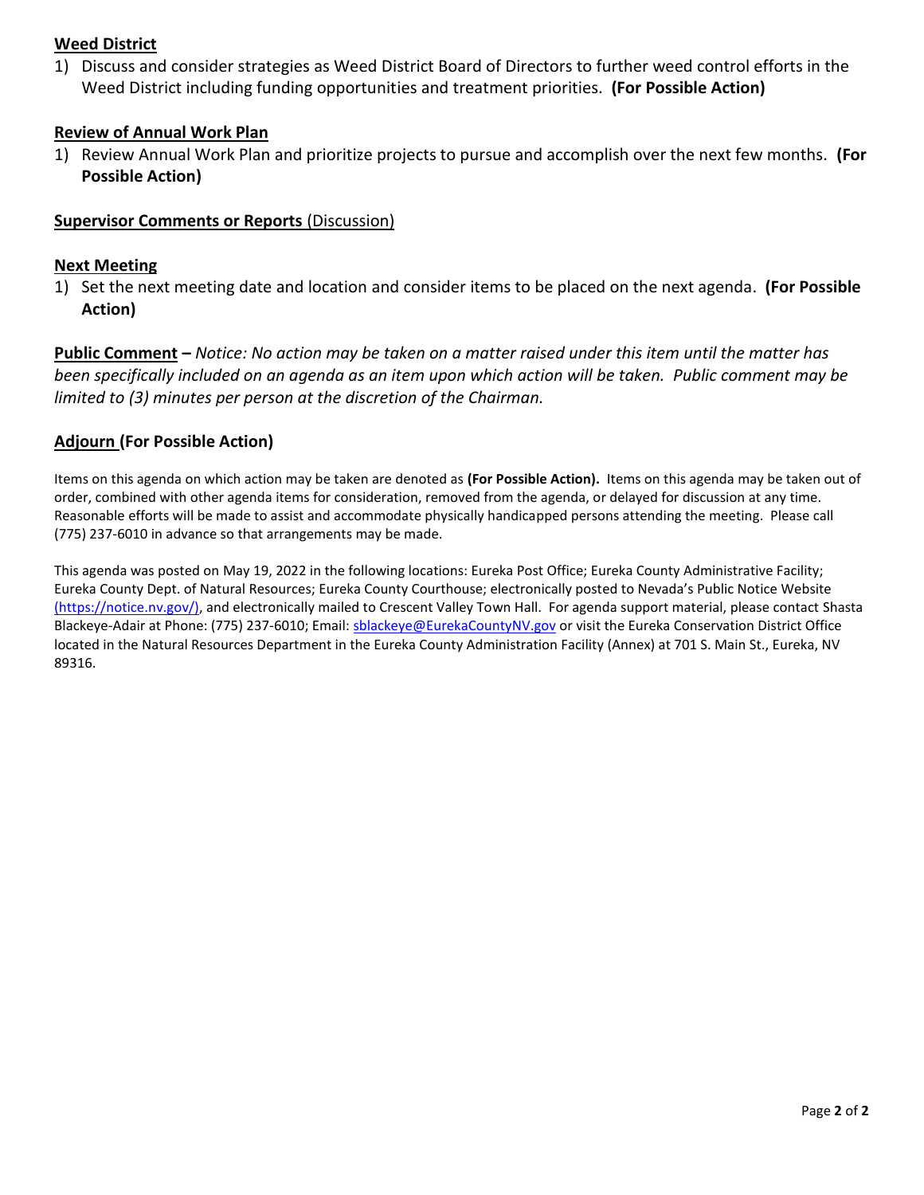**Weed District**

1) Discuss and consider strategies as Weed District Board of Directors to further weed control efforts in the Weed District including funding opportunities and treatment priorities. **(For Possible Action)**

**Review of Annual Work Plan**

1) Review Annual Work Plan and prioritize projects to pursue and accomplish over the next few months. **(For Possible Action)**

**Supervisor Comments or Reports** (Discussion)

**Next Meeting**

1) Set the next meeting date and location and consider items to be placed on the next agenda. **(For Possible Action)**

**Public Comment –** *Notice: No action may be taken on a matter raised under this item until the matter has been specifically included on an agenda as an item upon which action will be taken. Public comment may be limited to (3) minutes per person at the discretion of the Chairman.*

**Adjourn (For Possible Action)**

Items on this agenda on which action may be taken are denoted as **(For Possible Action).** Items on this agenda may be taken out of order, combined with other agenda items for consideration, removed from the agenda, or delayed for discussion at any time. Reasonable efforts will be made to assist and accommodate physically handicapped persons attending the meeting. Please call (775) 237-6010 in advance so that arrangements may be made.

This agenda was posted on May 19, 2022 in the following locations: Eureka Post Office; Eureka County Administrative Facility; Eureka County Dept. of Natural Resources; Eureka County Courthouse; electronically posted to Nevada's Public Notice Website (https://notice.nv.gov/), and electronically mailed to Crescent Valley Town Hall. For agenda support material, please contact Shasta Blackeye-Adair at Phone: (775) 237-6010; Email: sblackeye@EurekaCountyNV.gov or visit the Eureka Conservation District Office located in the Natural Resources Department in the Eureka County Administration Facility (Annex) at 701 S. Main St., Eureka, NV 89316.